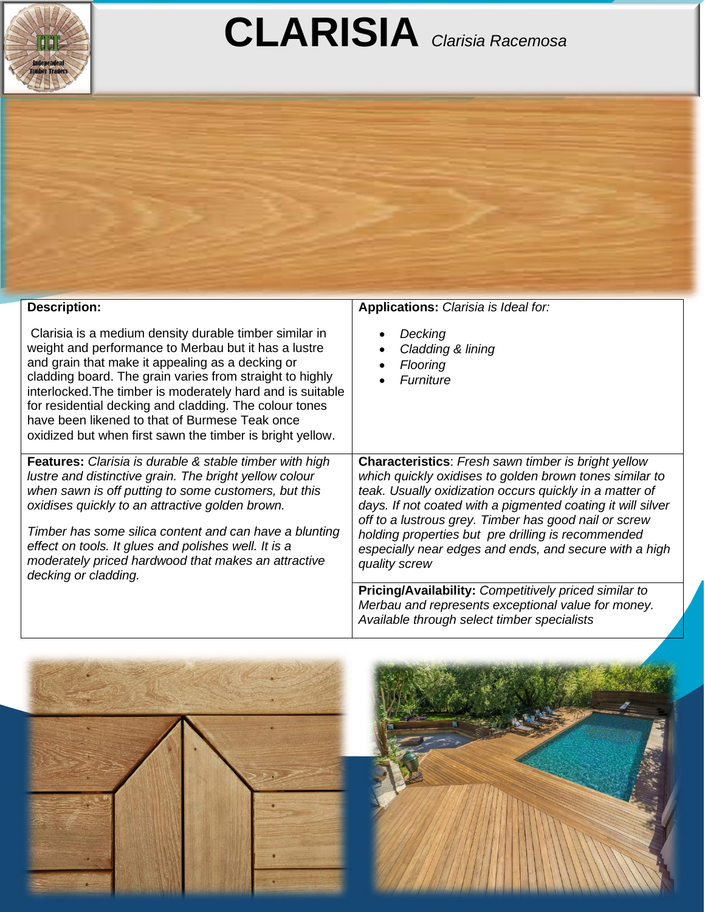# CLARISIA *Clarisia Racemosa*

**Description:**

Clarisia is a medium density durable timber similar in weight and performance to Merbau but it has a lustre and grain that make it appealing as a decking or cladding board. The grain varies from straight to highly interlocked.The timber is moderately hard and is suitable for residential decking and cladding. The colour tones have been likened to that of Burmese Teak once oxidized but when first sawn the timber is bright yellow.

**Applications:** *Clarisia is Ideal for:*

- *Decking*
- *Cladding & lining*
- *Flooring*
- *Furniture*

**Features:** *Clarisia is durable & stable timber with high lustre and distinctive grain. The bright yellow colour when sawn is off putting to some customers, but this oxidises quickly to an attractive golden brown.*

*Timber has some silica content and can have a blunting effect on tools. It glues and polishes well. It is a moderately priced hardwood that makes an attractive decking or cladding.*

**Characteristics**: *Fresh sawn timber is bright yellow which quickly oxidises to golden brown tones similar to teak. Usually oxidization occurs quickly in a matter of days. If not coated with a pigmented coating it will silver off to a lustrous grey. Timber has good nail or screw holding properties but pre drilling is recommended especially near edges and ends, and secure with a high quality screw*

**Pricing/Availability:** *Competitively priced similar to Merbau and represents exceptional value for money. Available through select timber specialists*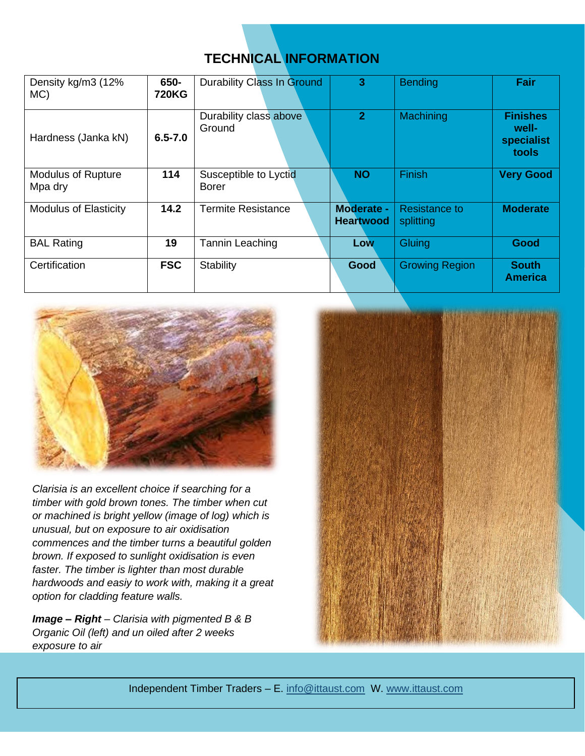## TECHNICAL INFORMATION

| | | | | | |
|---|---|---|---|---|---|
| Density kg/m3 (12% MC) | 650-720KG | Durability Class In Ground | 3 | Bending | Fair |
| Hardness (Janka kN) | 6.5-7.0 | Durability class above Ground | 2 | Machining | Finishes well- specialist tools |
| Modulus of Rupture Mpa dry | 114 | Susceptible to Lyctid Borer | NO | Finish | Very Good |
| Modulus of Elasticity | 14.2 | Termite Resistance | Moderate - Heartwood | Resistance to splitting | Moderate |
| BAL Rating | 19 | Tannin Leaching | Low | Gluing | Good |
| Certification | FSC | Stability | Good | Growing Region | South America |

*Clarisia is an excellent choice if searching for a timber with gold brown tones. The timber when cut or machined is bright yellow (image of log) which is unusual, but on exposure to air oxidisation commences and the timber turns a beautiful golden brown. If exposed to sunlight oxidisation is even faster. The timber is lighter than most durable hardwoods and easiy to work with, making it a great option for cladding feature walls.*

***Image – Right*** *– Clarisia with pigmented B & B Organic Oil (left) and un oiled after 2 weeks exposure to air*

Independent Timber Traders – E. info@ittaust.com W. www.ittaust.com